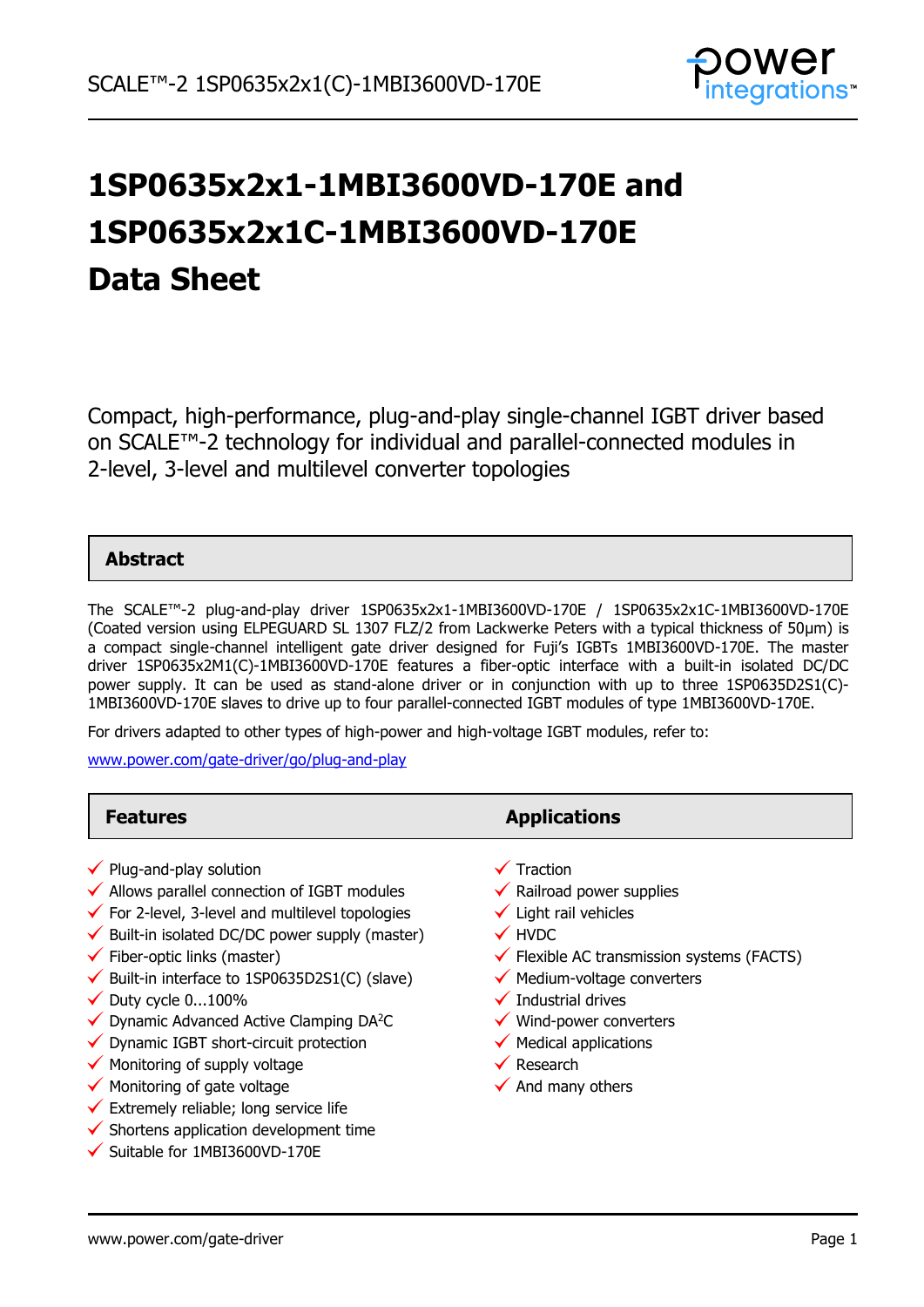# 1SP0635x2x1-1MBI3600VD-170E and 1SP0635x2x1C-1MBI3600VD-170E Data Sheet

Compact, high-performance, plug-and-play single-channel IGBT driver based on SCALE™-2 technology for individual and parallel-connected modules in 2-level, 3-level and multilevel converter topologies

## Abstract

The SCALE™-2 plug-and-play driver 1SP0635x2x1-1MBI3600VD-170E / 1SP0635x2x1C-1MBI3600VD-170E (Coated version using ELPEGUARD SL 1307 FLZ/2 from Lackwerke Peters with a typical thickness of 50µm) is a compact single-channel intelligent gate driver designed for Fuji's IGBTs 1MBI3600VD-170E. The master driver 1SP0635x2M1(C)-1MBI3600VD-170E features a fiber-optic interface with a built-in isolated DC/DC power supply. It can be used as stand-alone driver or in conjunction with up to three 1SP0635D2S1(C)-1MBI3600VD-170E slaves to drive up to four parallel-connected IGBT modules of type 1MBI3600VD-170E.

For drivers adapted to other types of high-power and high-voltage IGBT modules, refer to:

www.power.com/gate-driver/go/plug-and-play

## Features

- ✓ Plug-and-play solution
- ✓ Allows parallel connection of IGBT modules
- ✓ For 2-level, 3-level and multilevel topologies
- ✓ Built-in isolated DC/DC power supply (master)
- ✓ Fiber-optic links (master)
- ✓ Built-in interface to 1SP0635D2S1(C) (slave)
- ✓ Duty cycle 0...100%
- ✓ Dynamic Advanced Active Clamping DA²C
- ✓ Dynamic IGBT short-circuit protection
- ✓ Monitoring of supply voltage
- ✓ Monitoring of gate voltage
- ✓ Extremely reliable; long service life
- ✓ Shortens application development time
- ✓ Suitable for 1MBI3600VD-170E

## Applications

- ✓ Traction
- ✓ Railroad power supplies
- ✓ Light rail vehicles
- ✓ HVDC
- ✓ Flexible AC transmission systems (FACTS)
- ✓ Medium-voltage converters
- ✓ Industrial drives
- ✓ Wind-power converters
- ✓ Medical applications
- ✓ Research
- ✓ And many others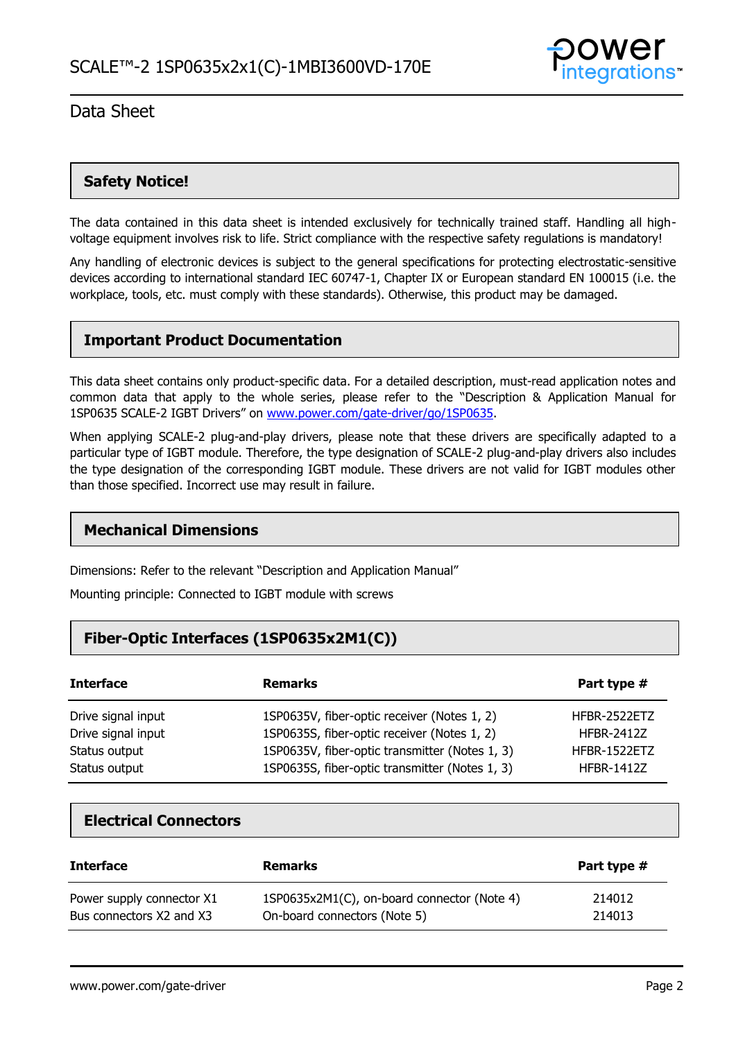## Safety Notice!

The data contained in this data sheet is intended exclusively for technically trained staff. Handling all high-voltage equipment involves risk to life. Strict compliance with the respective safety regulations is mandatory!

Any handling of electronic devices is subject to the general specifications for protecting electrostatic-sensitive devices according to international standard IEC 60747-1, Chapter IX or European standard EN 100015 (i.e. the workplace, tools, etc. must comply with these standards). Otherwise, this product may be damaged.

## Important Product Documentation

This data sheet contains only product-specific data. For a detailed description, must-read application notes and common data that apply to the whole series, please refer to the "Description & Application Manual for 1SP0635 SCALE-2 IGBT Drivers" on www.power.com/gate-driver/go/1SP0635.

When applying SCALE-2 plug-and-play drivers, please note that these drivers are specifically adapted to a particular type of IGBT module. Therefore, the type designation of SCALE-2 plug-and-play drivers also includes the type designation of the corresponding IGBT module. These drivers are not valid for IGBT modules other than those specified. Incorrect use may result in failure.

## Mechanical Dimensions

Dimensions: Refer to the relevant "Description and Application Manual"

Mounting principle: Connected to IGBT module with screws

## Fiber-Optic Interfaces (1SP0635x2M1(C))

| Interface | Remarks | Part type # |
|---|---|---|
| Drive signal input | 1SP0635V, fiber-optic receiver (Notes 1, 2) | HFBR-2522ETZ |
| Drive signal input | 1SP0635S, fiber-optic receiver (Notes 1, 2) | HFBR-2412Z |
| Status output | 1SP0635V, fiber-optic transmitter (Notes 1, 3) | HFBR-1522ETZ |
| Status output | 1SP0635S, fiber-optic transmitter (Notes 1, 3) | HFBR-1412Z |

## Electrical Connectors

| Interface | Remarks | Part type # |
|---|---|---|
| Power supply connector X1 | 1SP0635x2M1(C), on-board connector (Note 4) | 214012 |
| Bus connectors X2 and X3 | On-board connectors (Note 5) | 214013 |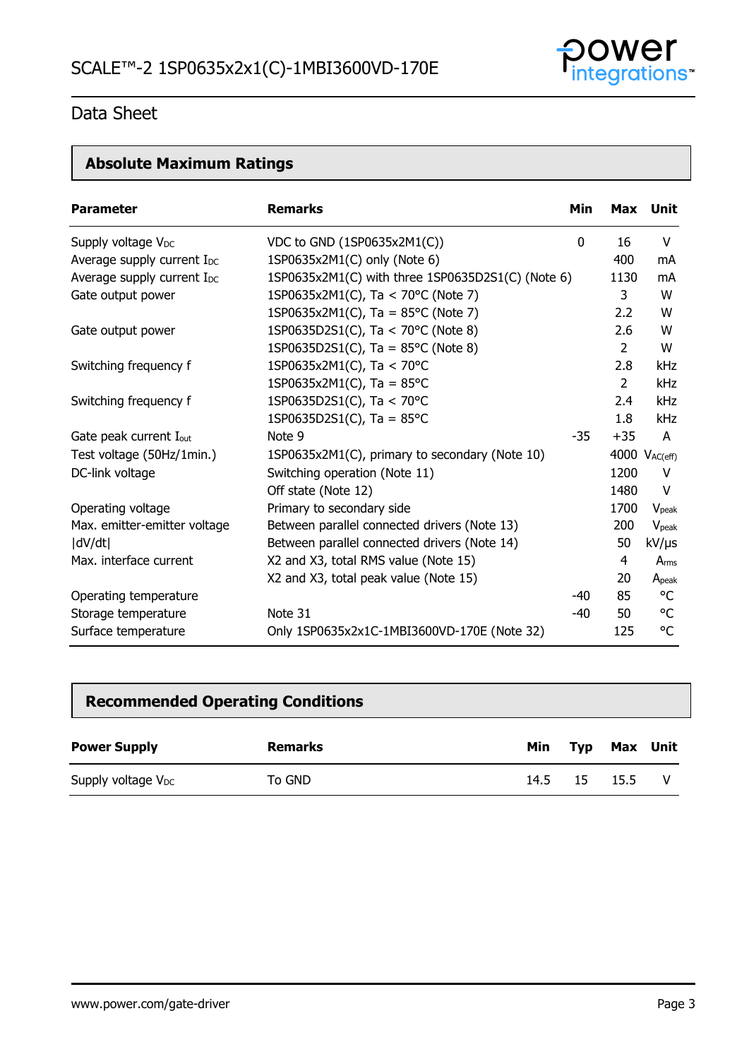## Absolute Maximum Ratings

| Parameter | Remarks | Min | Max | Unit |
|---|---|---|---|---|
| Supply voltage $V_{DC}$ | VDC to GND (1SP0635x2M1(C)) | 0 | 16 | V |
| Average supply current $I_{DC}$ | 1SP0635x2M1(C) only (Note 6) | | 400 | mA |
| Average supply current $I_{DC}$ | 1SP0635x2M1(C) with three 1SP0635D2S1(C) (Note 6) | | 1130 | mA |
| Gate output power | 1SP0635x2M1(C), Ta < 70°C (Note 7) | | 3 | W |
| | 1SP0635x2M1(C), Ta = 85°C (Note 7) | | 2.2 | W |
| Gate output power | 1SP0635D2S1(C), Ta < 70°C (Note 8) | | 2.6 | W |
| | 1SP0635D2S1(C), Ta = 85°C (Note 8) | | 2 | W |
| Switching frequency f | 1SP0635x2M1(C), Ta < 70°C | | 2.8 | kHz |
| | 1SP0635x2M1(C), Ta = 85°C | | 2 | kHz |
| Switching frequency f | 1SP0635D2S1(C), Ta < 70°C | | 2.4 | kHz |
| | 1SP0635D2S1(C), Ta = 85°C | | 1.8 | kHz |
| Gate peak current $I_{out}$ | Note 9 | -35 | +35 | A |
| Test voltage (50Hz/1min.) | 1SP0635x2M1(C), primary to secondary (Note 10) | | 4000 | $V_{AC(eff)}$ |
| DC-link voltage | Switching operation (Note 11) | | 1200 | V |
| | Off state (Note 12) | | 1480 | V |
| Operating voltage | Primary to secondary side | | 1700 | $V_{peak}$ |
| Max. emitter-emitter voltage | Between parallel connected drivers (Note 13) | | 200 | $V_{peak}$ |
| \|dV/dt\| | Between parallel connected drivers (Note 14) | | 50 | kV/μs |
| Max. interface current | X2 and X3, total RMS value (Note 15) | | 4 | $A_{rms}$ |
| | X2 and X3, total peak value (Note 15) | | 20 | $A_{peak}$ |
| Operating temperature | | -40 | 85 | °C |
| Storage temperature | Note 31 | -40 | 50 | °C |
| Surface temperature | Only 1SP0635x2x1C-1MBI3600VD-170E (Note 32) | | 125 | °C |

## Recommended Operating Conditions

| Power Supply | Remarks | Min | Typ | Max | Unit |
|---|---|---|---|---|---|
| Supply voltage $V_{DC}$ | To GND | 14.5 | 15 | 15.5 | V |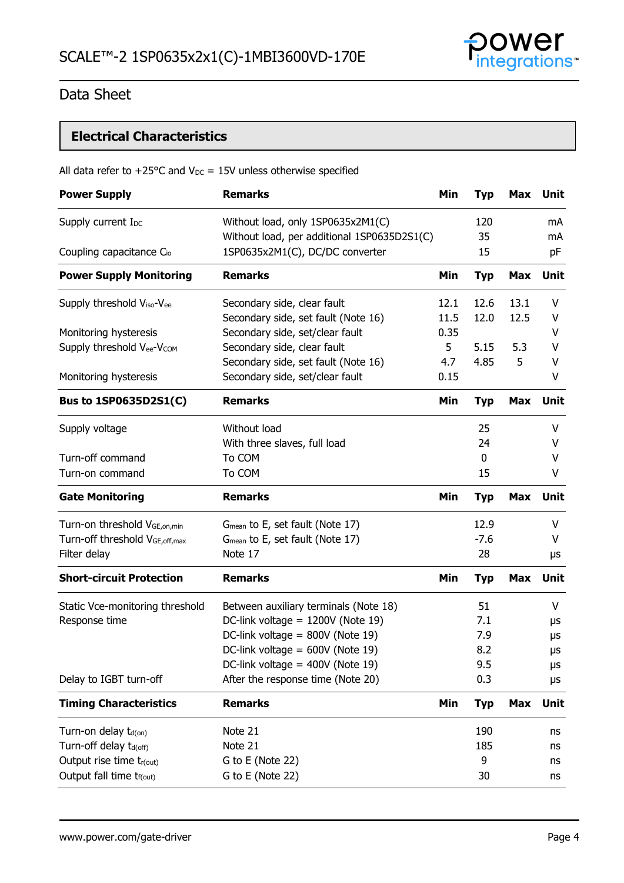## Data Sheet

## Electrical Characteristics

All data refer to +25°C and $V_{DC}$ = 15V unless otherwise specified

| **Power Supply** | **Remarks** | **Min** | **Typ** | **Max** | **Unit** |
|---|---|---|---|---|---|
| Supply current $I_{DC}$ | Without load, only 1SP0635x2M1(C) | | 120 | | mA |
| | Without load, per additional 1SP0635D2S1(C) | | 35 | | mA |
| Coupling capacitance $C_{io}$ | 1SP0635x2M1(C), DC/DC converter | | 15 | | pF |
| **Power Supply Monitoring** | **Remarks** | **Min** | **Typ** | **Max** | **Unit** |
| Supply threshold $V_{iso}$-$V_{ee}$ | Secondary side, clear fault | 12.1 | 12.6 | 13.1 | V |
| | Secondary side, set fault (Note 16) | 11.5 | 12.0 | 12.5 | V |
| Monitoring hysteresis | Secondary side, set/clear fault | 0.35 | | | V |
| Supply threshold $V_{ee}$-$V_{COM}$ | Secondary side, clear fault | 5 | 5.15 | 5.3 | V |
| | Secondary side, set fault (Note 16) | 4.7 | 4.85 | 5 | V |
| Monitoring hysteresis | Secondary side, set/clear fault | 0.15 | | | V |
| **Bus to 1SP0635D2S1(C)** | **Remarks** | **Min** | **Typ** | **Max** | **Unit** |
| Supply voltage | Without load | | 25 | | V |
| | With three slaves, full load | | 24 | | V |
| Turn-off command | To COM | | 0 | | V |
| Turn-on command | To COM | | 15 | | V |
| **Gate Monitoring** | **Remarks** | **Min** | **Typ** | **Max** | **Unit** |
| Turn-on threshold $V_{GE,on,min}$ | $G_{mean}$ to E, set fault (Note 17) | | 12.9 | | V |
| Turn-off threshold $V_{GE,off,max}$ | $G_{mean}$ to E, set fault (Note 17) | | -7.6 | | V |
| Filter delay | Note 17 | | 28 | | µs |
| **Short-circuit Protection** | **Remarks** | **Min** | **Typ** | **Max** | **Unit** |
| Static Vce-monitoring threshold | Between auxiliary terminals (Note 18) | | 51 | | V |
| Response time | DC-link voltage = 1200V (Note 19) | | 7.1 | | µs |
| | DC-link voltage = 800V (Note 19) | | 7.9 | | µs |
| | DC-link voltage = 600V (Note 19) | | 8.2 | | µs |
| | DC-link voltage = 400V (Note 19) | | 9.5 | | µs |
| Delay to IGBT turn-off | After the response time (Note 20) | | 0.3 | | µs |
| **Timing Characteristics** | **Remarks** | **Min** | **Typ** | **Max** | **Unit** |
| Turn-on delay $t_{d(on)}$ | Note 21 | | 190 | | ns |
| Turn-off delay $t_{d(off)}$ | Note 21 | | 185 | | ns |
| Output rise time $t_{r(out)}$ | G to E (Note 22) | | 9 | | ns |
| Output fall time $t_{f(out)}$ | G to E (Note 22) | | 30 | | ns |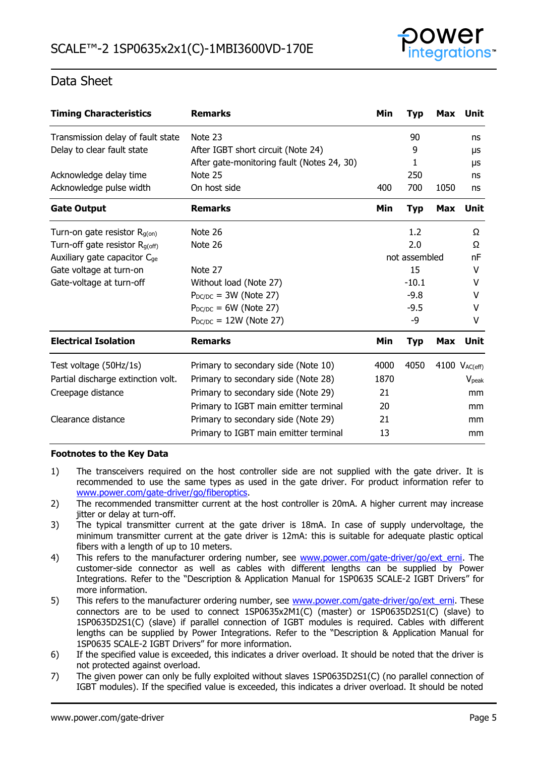## Data Sheet

| Timing Characteristics | Remarks | Min | Typ | Max | Unit |
|---|---|---|---|---|---|
| Transmission delay of fault state | Note 23 | | 90 | | ns |
| Delay to clear fault state | After IGBT short circuit (Note 24) | | 9 | | μs |
| | After gate-monitoring fault (Notes 24, 30) | | 1 | | μs |
| Acknowledge delay time | Note 25 | | 250 | | ns |
| Acknowledge pulse width | On host side | 400 | 700 | 1050 | ns |

| Gate Output | Remarks | Min | Typ | Max | Unit |
|---|---|---|---|---|---|
| Turn-on gate resistor $R_{g(on)}$ | Note 26 | | 1.2 | | Ω |
| Turn-off gate resistor $R_{g(off)}$ | Note 26 | | 2.0 | | Ω |
| Auxiliary gate capacitor $C_{ge}$ | | | not assembled | | nF |
| Gate voltage at turn-on | Note 27 | | 15 | | V |
| Gate-voltage at turn-off | Without load (Note 27) | | -10.1 | | V |
| | $P_{DC/DC}$ = 3W (Note 27) | | -9.8 | | V |
| | $P_{DC/DC}$ = 6W (Note 27) | | -9.5 | | V |
| | $P_{DC/DC}$ = 12W (Note 27) | | -9 | | V |

| Electrical Isolation | Remarks | Min | Typ | Max | Unit |
|---|---|---|---|---|---|
| Test voltage (50Hz/1s) | Primary to secondary side (Note 10) | 4000 | 4050 | 4100 | $V_{AC(eff)}$ |
| Partial discharge extinction volt. | Primary to secondary side (Note 28) | 1870 | | | $V_{peak}$ |
| Creepage distance | Primary to secondary side (Note 29) | 21 | | | mm |
| | Primary to IGBT main emitter terminal | 20 | | | mm |
| Clearance distance | Primary to secondary side (Note 29) | 21 | | | mm |
| | Primary to IGBT main emitter terminal | 13 | | | mm |

**Footnotes to the Key Data**

1) The transceivers required on the host controller side are not supplied with the gate driver. It is recommended to use the same types as used in the gate driver. For product information refer to www.power.com/gate-driver/go/fiberoptics.
2) The recommended transmitter current at the host controller is 20mA. A higher current may increase jitter or delay at turn-off.
3) The typical transmitter current at the gate driver is 18mA. In case of supply undervoltage, the minimum transmitter current at the gate driver is 12mA: this is suitable for adequate plastic optical fibers with a length of up to 10 meters.
4) This refers to the manufacturer ordering number, see www.power.com/gate-driver/go/ext_erni. The customer-side connector as well as cables with different lengths can be supplied by Power Integrations. Refer to the "Description & Application Manual for 1SP0635 SCALE-2 IGBT Drivers" for more information.
5) This refers to the manufacturer ordering number, see www.power.com/gate-driver/go/ext_erni. These connectors are to be used to connect 1SP0635x2M1(C) (master) or 1SP0635D2S1(C) (slave) to 1SP0635D2S1(C) (slave) if parallel connection of IGBT modules is required. Cables with different lengths can be supplied by Power Integrations. Refer to the "Description & Application Manual for 1SP0635 SCALE-2 IGBT Drivers" for more information.
6) If the specified value is exceeded, this indicates a driver overload. It should be noted that the driver is not protected against overload.
7) The given power can only be fully exploited without slaves 1SP0635D2S1(C) (no parallel connection of IGBT modules). If the specified value is exceeded, this indicates a driver overload. It should be noted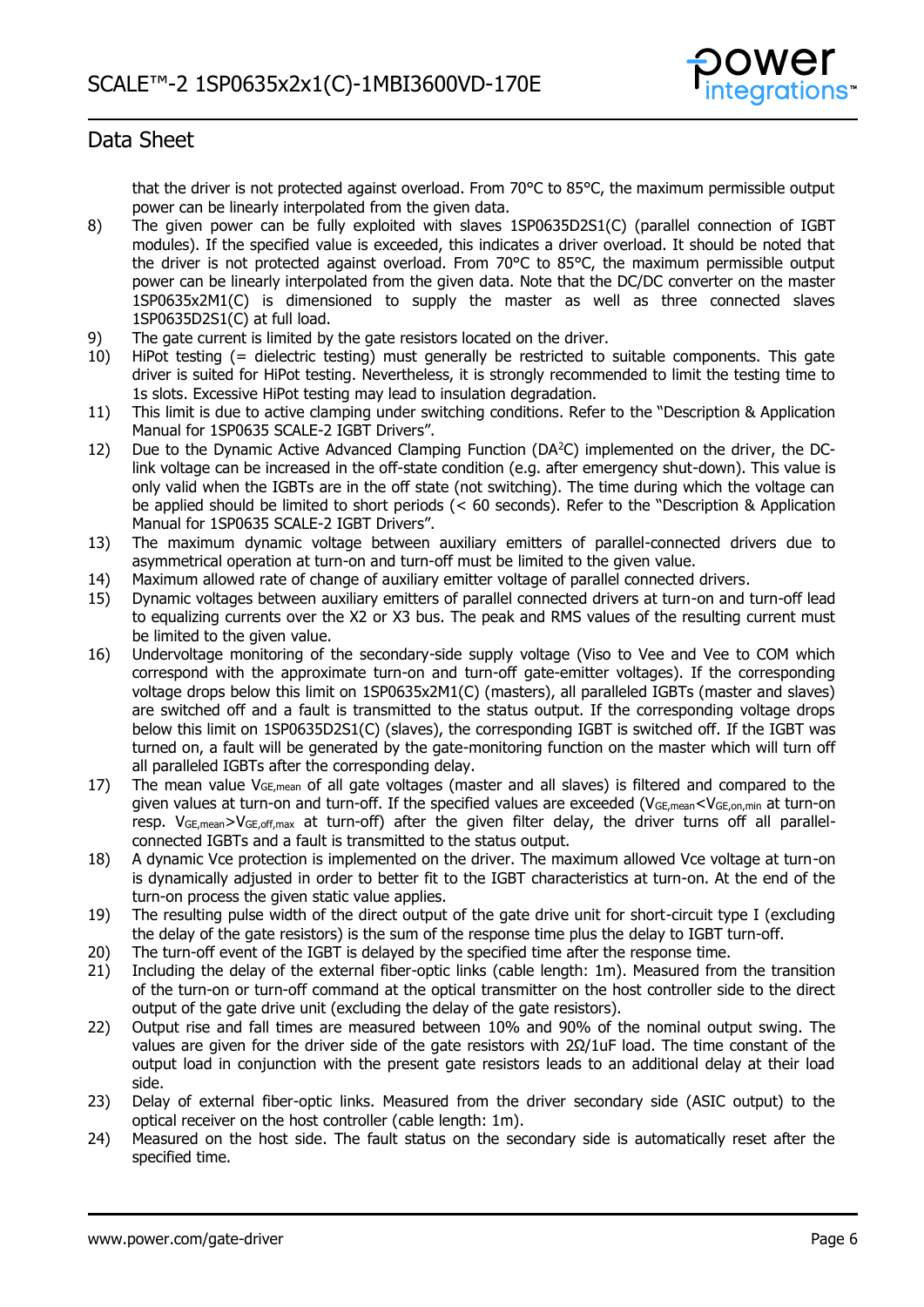that the driver is not protected against overload. From 70°C to 85°C, the maximum permissible output power can be linearly interpolated from the given data.

8) The given power can be fully exploited with slaves 1SP0635D2S1(C) (parallel connection of IGBT modules). If the specified value is exceeded, this indicates a driver overload. It should be noted that the driver is not protected against overload. From 70°C to 85°C, the maximum permissible output power can be linearly interpolated from the given data. Note that the DC/DC converter on the master 1SP0635x2M1(C) is dimensioned to supply the master as well as three connected slaves 1SP0635D2S1(C) at full load.
9) The gate current is limited by the gate resistors located on the driver.
10) HiPot testing (= dielectric testing) must generally be restricted to suitable components. This gate driver is suited for HiPot testing. Nevertheless, it is strongly recommended to limit the testing time to 1s slots. Excessive HiPot testing may lead to insulation degradation.
11) This limit is due to active clamping under switching conditions. Refer to the "Description & Application Manual for 1SP0635 SCALE-2 IGBT Drivers".
12) Due to the Dynamic Active Advanced Clamping Function (DA²C) implemented on the driver, the DC-link voltage can be increased in the off-state condition (e.g. after emergency shut-down). This value is only valid when the IGBTs are in the off state (not switching). The time during which the voltage can be applied should be limited to short periods (< 60 seconds). Refer to the "Description & Application Manual for 1SP0635 SCALE-2 IGBT Drivers".
13) The maximum dynamic voltage between auxiliary emitters of parallel-connected drivers due to asymmetrical operation at turn-on and turn-off must be limited to the given value.
14) Maximum allowed rate of change of auxiliary emitter voltage of parallel connected drivers.
15) Dynamic voltages between auxiliary emitters of parallel connected drivers at turn-on and turn-off lead to equalizing currents over the X2 or X3 bus. The peak and RMS values of the resulting current must be limited to the given value.
16) Undervoltage monitoring of the secondary-side supply voltage (Viso to Vee and Vee to COM which correspond with the approximate turn-on and turn-off gate-emitter voltages). If the corresponding voltage drops below this limit on 1SP0635x2M1(C) (masters), all paralleled IGBTs (master and slaves) are switched off and a fault is transmitted to the status output. If the corresponding voltage drops below this limit on 1SP0635D2S1(C) (slaves), the corresponding IGBT is switched off. If the IGBT was turned on, a fault will be generated by the gate-monitoring function on the master which will turn off all paralleled IGBTs after the corresponding delay.
17) The mean value $V_{GE,mean}$ of all gate voltages (master and all slaves) is filtered and compared to the given values at turn-on and turn-off. If the specified values are exceeded ($V_{GE,mean}<V_{GE,on,min}$ at turn-on resp. $V_{GE,mean}>V_{GE,off,max}$ at turn-off) after the given filter delay, the driver turns off all parallel-connected IGBTs and a fault is transmitted to the status output.
18) A dynamic Vce protection is implemented on the driver. The maximum allowed Vce voltage at turn-on is dynamically adjusted in order to better fit to the IGBT characteristics at turn-on. At the end of the turn-on process the given static value applies.
19) The resulting pulse width of the direct output of the gate drive unit for short-circuit type I (excluding the delay of the gate resistors) is the sum of the response time plus the delay to IGBT turn-off.
20) The turn-off event of the IGBT is delayed by the specified time after the response time.
21) Including the delay of the external fiber-optic links (cable length: 1m). Measured from the transition of the turn-on or turn-off command at the optical transmitter on the host controller side to the direct output of the gate drive unit (excluding the delay of the gate resistors).
22) Output rise and fall times are measured between 10% and 90% of the nominal output swing. The values are given for the driver side of the gate resistors with 2Ω/1uF load. The time constant of the output load in conjunction with the present gate resistors leads to an additional delay at their load side.
23) Delay of external fiber-optic links. Measured from the driver secondary side (ASIC output) to the optical receiver on the host controller (cable length: 1m).
24) Measured on the host side. The fault status on the secondary side is automatically reset after the specified time.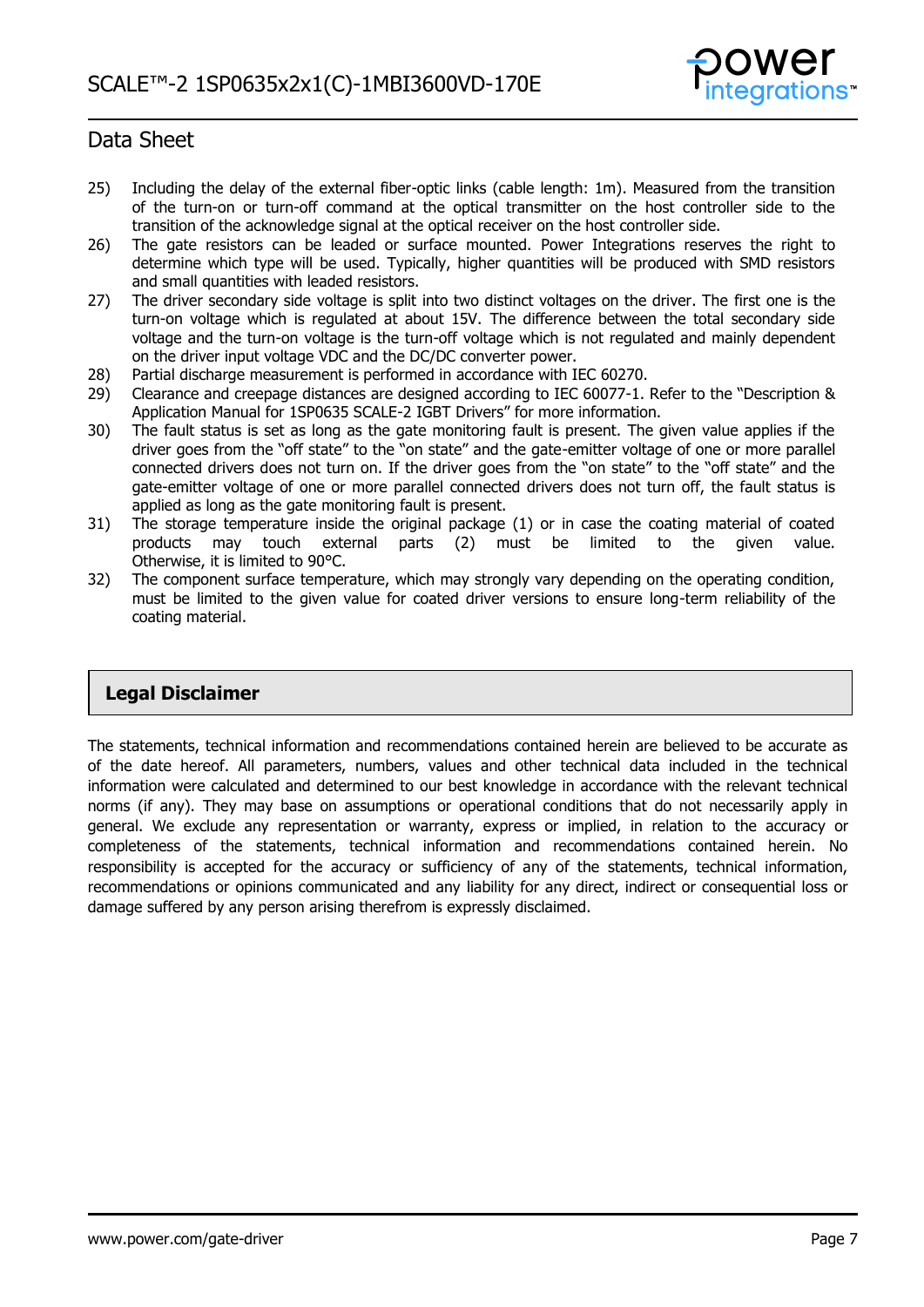25) Including the delay of the external fiber-optic links (cable length: 1m). Measured from the transition of the turn-on or turn-off command at the optical transmitter on the host controller side to the transition of the acknowledge signal at the optical receiver on the host controller side.
26) The gate resistors can be leaded or surface mounted. Power Integrations reserves the right to determine which type will be used. Typically, higher quantities will be produced with SMD resistors and small quantities with leaded resistors.
27) The driver secondary side voltage is split into two distinct voltages on the driver. The first one is the turn-on voltage which is regulated at about 15V. The difference between the total secondary side voltage and the turn-on voltage is the turn-off voltage which is not regulated and mainly dependent on the driver input voltage VDC and the DC/DC converter power.
28) Partial discharge measurement is performed in accordance with IEC 60270.
29) Clearance and creepage distances are designed according to IEC 60077-1. Refer to the "Description & Application Manual for 1SP0635 SCALE-2 IGBT Drivers" for more information.
30) The fault status is set as long as the gate monitoring fault is present. The given value applies if the driver goes from the "off state" to the "on state" and the gate-emitter voltage of one or more parallel connected drivers does not turn on. If the driver goes from the "on state" to the "off state" and the gate-emitter voltage of one or more parallel connected drivers does not turn off, the fault status is applied as long as the gate monitoring fault is present.
31) The storage temperature inside the original package (1) or in case the coating material of coated products may touch external parts (2) must be limited to the given value. Otherwise, it is limited to 90°C.
32) The component surface temperature, which may strongly vary depending on the operating condition, must be limited to the given value for coated driver versions to ensure long-term reliability of the coating material.

## Legal Disclaimer

The statements, technical information and recommendations contained herein are believed to be accurate as of the date hereof. All parameters, numbers, values and other technical data included in the technical information were calculated and determined to our best knowledge in accordance with the relevant technical norms (if any). They may base on assumptions or operational conditions that do not necessarily apply in general. We exclude any representation or warranty, express or implied, in relation to the accuracy or completeness of the statements, technical information and recommendations contained herein. No responsibility is accepted for the accuracy or sufficiency of any of the statements, technical information, recommendations or opinions communicated and any liability for any direct, indirect or consequential loss or damage suffered by any person arising therefrom is expressly disclaimed.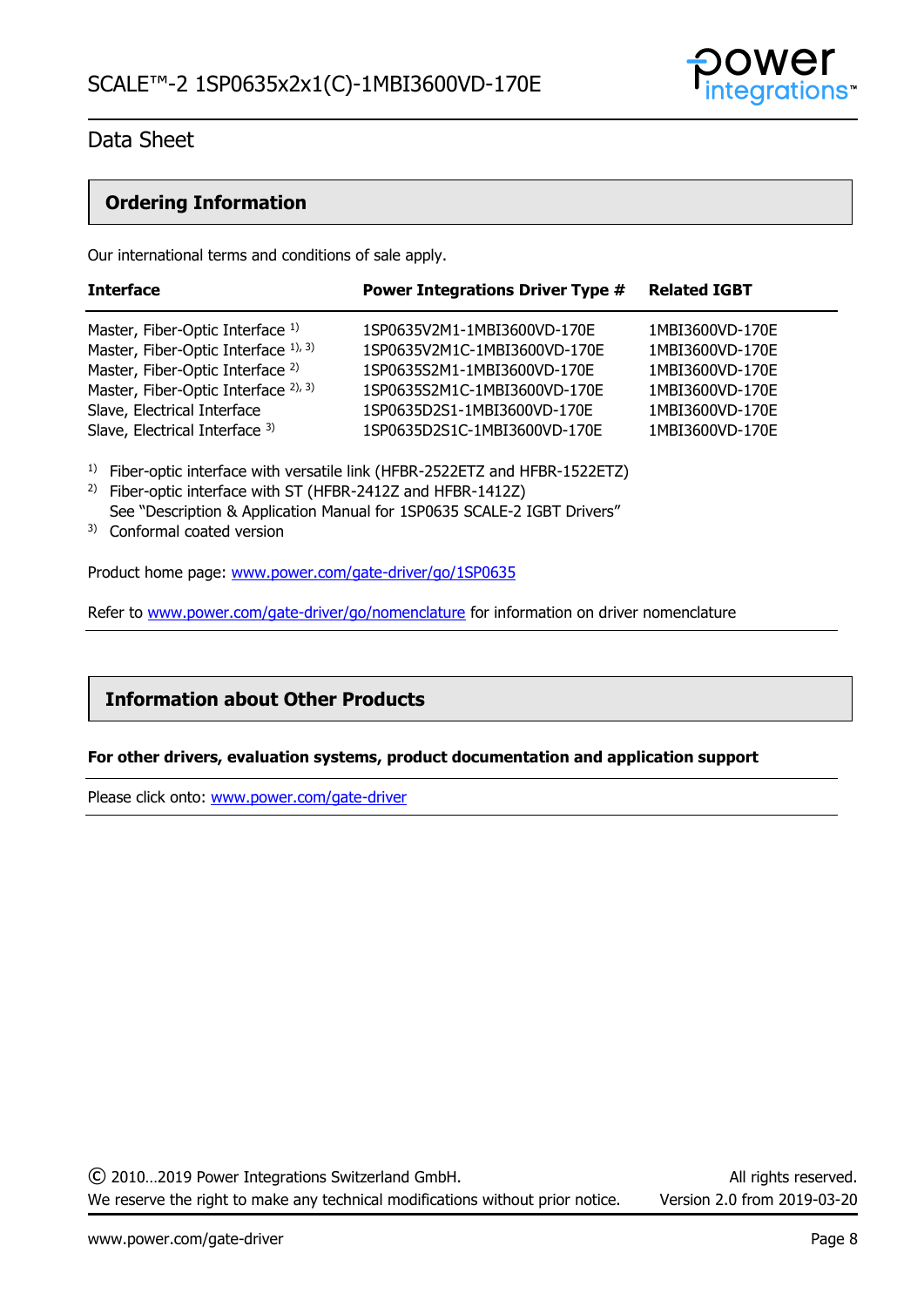## Ordering Information

Our international terms and conditions of sale apply.

| Interface | Power Integrations Driver Type # | Related IGBT |
|---|---|---|
| Master, Fiber-Optic Interface [1] | 1SP0635V2M1-1MBI3600VD-170E | 1MBI3600VD-170E |
| Master, Fiber-Optic Interface [1, 3] | 1SP0635V2M1C-1MBI3600VD-170E | 1MBI3600VD-170E |
| Master, Fiber-Optic Interface [2] | 1SP0635S2M1-1MBI3600VD-170E | 1MBI3600VD-170E |
| Master, Fiber-Optic Interface [2, 3] | 1SP0635S2M1C-1MBI3600VD-170E | 1MBI3600VD-170E |
| Slave, Electrical Interface | 1SP0635D2S1-1MBI3600VD-170E | 1MBI3600VD-170E |
| Slave, Electrical Interface [3] | 1SP0635D2S1C-1MBI3600VD-170E | 1MBI3600VD-170E |

[1] Fiber-optic interface with versatile link (HFBR-2522ETZ and HFBR-1522ETZ)
[2] Fiber-optic interface with ST (HFBR-2412Z and HFBR-1412Z)
See "Description & Application Manual for 1SP0635 SCALE-2 IGBT Drivers"
[3] Conformal coated version

Product home page: www.power.com/gate-driver/go/1SP0635

Refer to www.power.com/gate-driver/go/nomenclature for information on driver nomenclature

## Information about Other Products

**For other drivers, evaluation systems, product documentation and application support**

Please click onto: www.power.com/gate-driver

© 2010…2019 Power Integrations Switzerland GmbH. All rights reserved.
We reserve the right to make any technical modifications without prior notice. Version 2.0 from 2019-03-20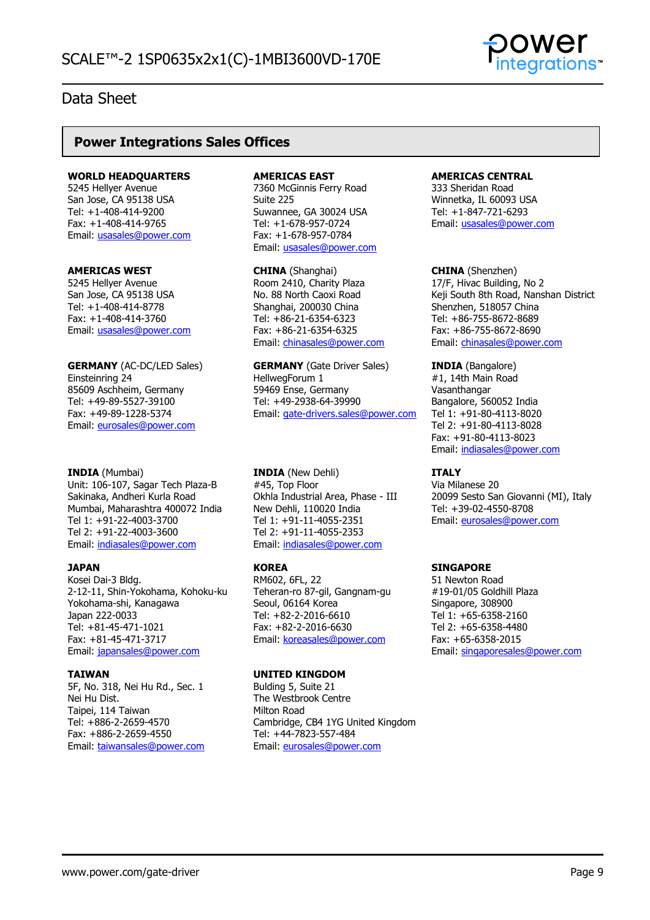## Power Integrations Sales Offices

**WORLD HEADQUARTERS**
5245 Hellyer Avenue
San Jose, CA 95138 USA
Tel: +1-408-414-9200
Fax: +1-408-414-9765
Email: usasales@power.com

**AMERICAS EAST**
7360 McGinnis Ferry Road
Suite 225
Suwannee, GA 30024 USA
Tel: +1-678-957-0724
Fax: +1-678-957-0784
Email: usasales@power.com

**AMERICAS CENTRAL**
333 Sheridan Road
Winnetka, IL 60093 USA
Tel: +1-847-721-6293
Email: usasales@power.com

**AMERICAS WEST**
5245 Hellyer Avenue
San Jose, CA 95138 USA
Tel: +1-408-414-8778
Fax: +1-408-414-3760
Email: usasales@power.com

**CHINA** (Shanghai)
Room 2410, Charity Plaza
No. 88 North Caoxi Road
Shanghai, 200030 China
Tel: +86-21-6354-6323
Fax: +86-21-6354-6325
Email: chinasales@power.com

**CHINA** (Shenzhen)
17/F, Hivac Building, No 2
Keji South 8th Road, Nanshan District
Shenzhen, 518057 China
Tel: +86-755-8672-8689
Fax: +86-755-8672-8690
Email: chinasales@power.com

**GERMANY** (AC-DC/LED Sales)
Einsteinring 24
85609 Aschheim, Germany
Tel: +49-89-5527-39100
Fax: +49-89-1228-5374
Email: eurosales@power.com

**GERMANY** (Gate Driver Sales)
HellwegForum 1
59469 Ense, Germany
Tel: +49-2938-64-39990
Email: gate-drivers.sales@power.com

**INDIA** (Bangalore)
#1, 14th Main Road
Vasanthangar
Bangalore, 560052 India
Tel 1: +91-80-4113-8020
Tel 2: +91-80-4113-8028
Fax: +91-80-4113-8023
Email: indiasales@power.com

**INDIA** (Mumbai)
Unit: 106-107, Sagar Tech Plaza-B
Sakinaka, Andheri Kurla Road
Mumbai, Maharashtra 400072 India
Tel 1: +91-22-4003-3700
Tel 2: +91-22-4003-3600
Email: indiasales@power.com

**INDIA** (New Dehli)
#45, Top Floor
Okhla Industrial Area, Phase - III
New Dehli, 110020 India
Tel 1: +91-11-4055-2351
Tel 2: +91-11-4055-2353
Email: indiasales@power.com

**ITALY**
Via Milanese 20
20099 Sesto San Giovanni (MI), Italy
Tel: +39-02-4550-8708
Email: eurosales@power.com

**JAPAN**
Kosei Dai-3 Bldg.
2-12-11, Shin-Yokohama, Kohoku-ku
Yokohama-shi, Kanagawa
Japan 222-0033
Tel: +81-45-471-1021
Fax: +81-45-471-3717
Email: japansales@power.com

**KOREA**
RM602, 6FL, 22
Teheran-ro 87-gil, Gangnam-gu
Seoul, 06164 Korea
Tel: +82-2-2016-6610
Fax: +82-2-2016-6630
Email: koreasales@power.com

**SINGAPORE**
51 Newton Road
#19-01/05 Goldhill Plaza
Singapore, 308900
Tel 1: +65-6358-2160
Tel 2: +65-6358-4480
Fax: +65-6358-2015
Email: singaporesales@power.com

**TAIWAN**
5F, No. 318, Nei Hu Rd., Sec. 1
Nei Hu Dist.
Taipei, 114 Taiwan
Tel: +886-2-2659-4570
Fax: +886-2-2659-4550
Email: taiwansales@power.com

**UNITED KINGDOM**
Bulding 5, Suite 21
The Westbrook Centre
Milton Road
Cambridge, CB4 1YG United Kingdom
Tel: +44-7823-557-484
Email: eurosales@power.com